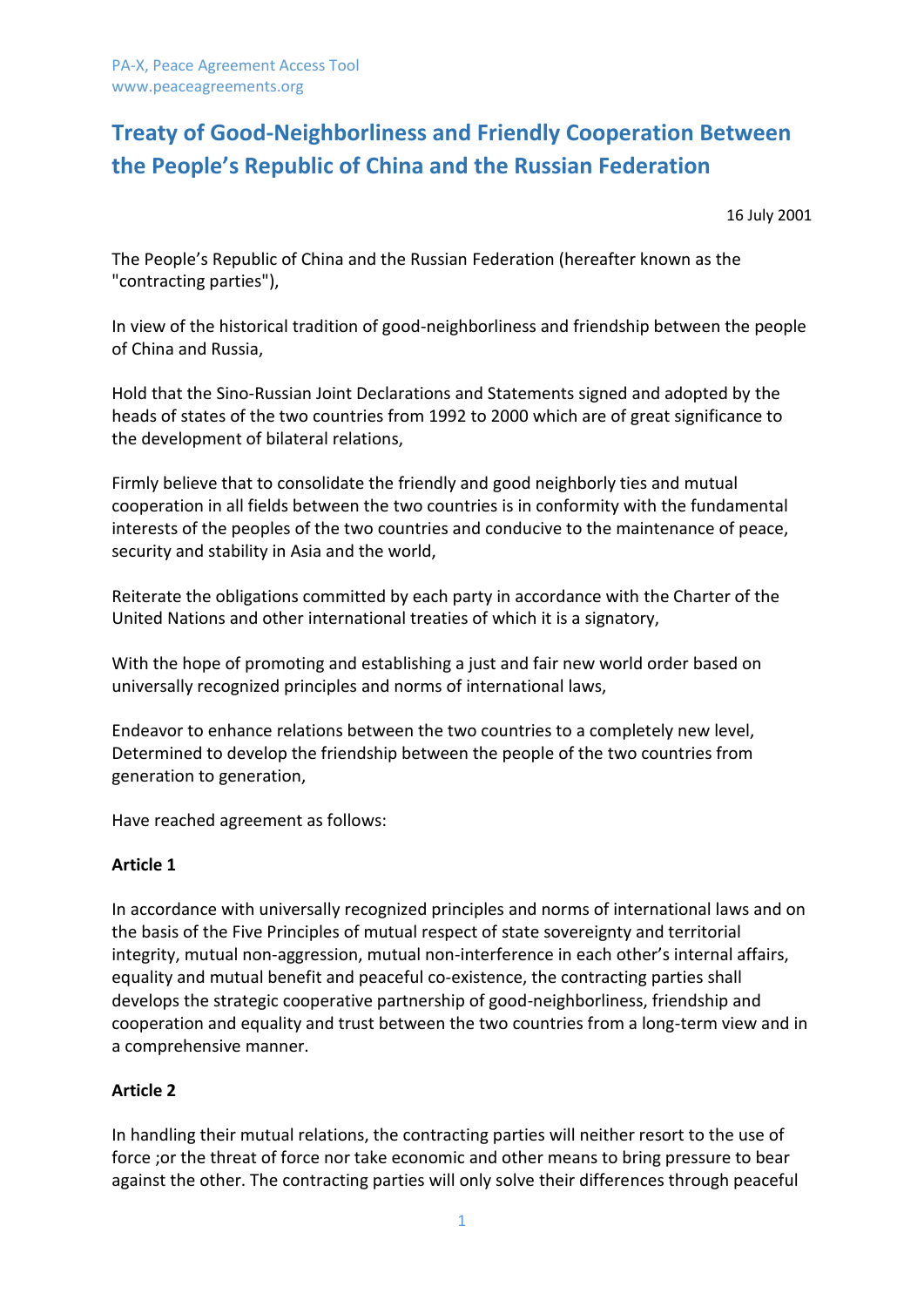PA-X, Peace Agreement Access Tool
www.peaceagreements.org

# Treaty of Good-Neighborliness and Friendly Cooperation Between the People's Republic of China and the Russian Federation

16 July 2001

The People's Republic of China and the Russian Federation (hereafter known as the "contracting parties"),

In view of the historical tradition of good-neighborliness and friendship between the people of China and Russia,

Hold that the Sino-Russian Joint Declarations and Statements signed and adopted by the heads of states of the two countries from 1992 to 2000 which are of great significance to the development of bilateral relations,

Firmly believe that to consolidate the friendly and good neighborly ties and mutual cooperation in all fields between the two countries is in conformity with the fundamental interests of the peoples of the two countries and conducive to the maintenance of peace, security and stability in Asia and the world,

Reiterate the obligations committed by each party in accordance with the Charter of the United Nations and other international treaties of which it is a signatory,

With the hope of promoting and establishing a just and fair new world order based on universally recognized principles and norms of international laws,

Endeavor to enhance relations between the two countries to a completely new level, Determined to develop the friendship between the people of the two countries from generation to generation,

Have reached agreement as follows:

**Article 1**

In accordance with universally recognized principles and norms of international laws and on the basis of the Five Principles of mutual respect of state sovereignty and territorial integrity, mutual non-aggression, mutual non-interference in each other's internal affairs, equality and mutual benefit and peaceful co-existence, the contracting parties shall develops the strategic cooperative partnership of good-neighborliness, friendship and cooperation and equality and trust between the two countries from a long-term view and in a comprehensive manner.

**Article 2**

In handling their mutual relations, the contracting parties will neither resort to the use of force ;or the threat of force nor take economic and other means to bring pressure to bear against the other. The contracting parties will only solve their differences through peaceful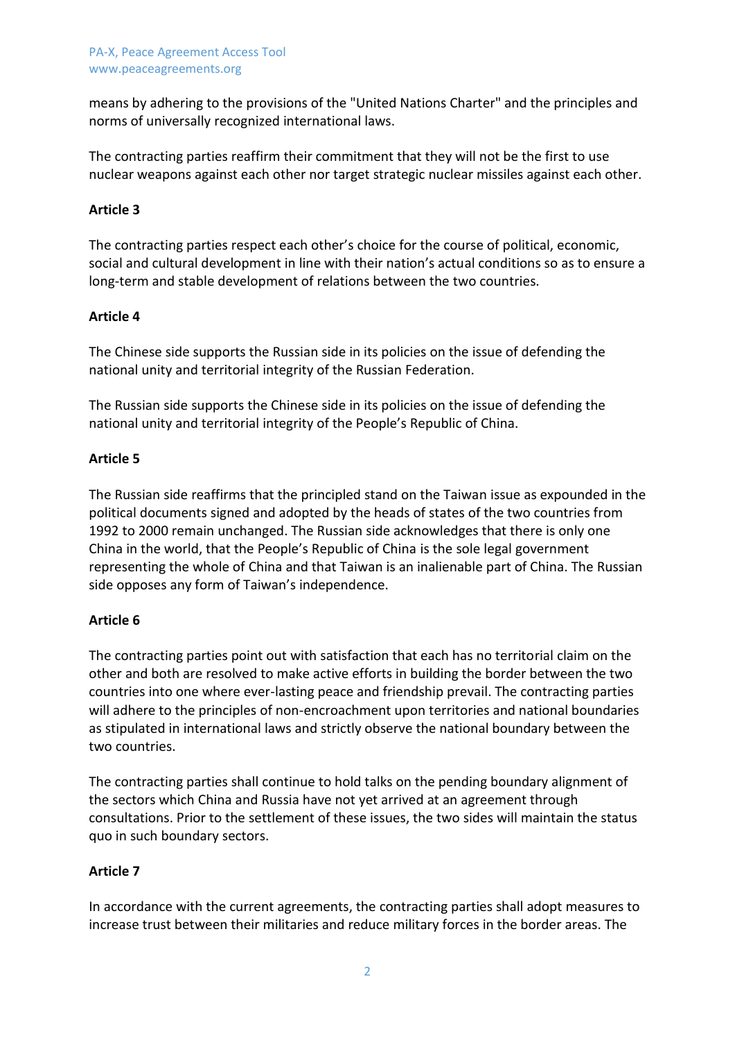means by adhering to the provisions of the "United Nations Charter" and the principles and norms of universally recognized international laws.

The contracting parties reaffirm their commitment that they will not be the first to use nuclear weapons against each other nor target strategic nuclear missiles against each other.

**Article 3**

The contracting parties respect each other's choice for the course of political, economic, social and cultural development in line with their nation's actual conditions so as to ensure a long-term and stable development of relations between the two countries.

**Article 4**

The Chinese side supports the Russian side in its policies on the issue of defending the national unity and territorial integrity of the Russian Federation.

The Russian side supports the Chinese side in its policies on the issue of defending the national unity and territorial integrity of the People's Republic of China.

**Article 5**

The Russian side reaffirms that the principled stand on the Taiwan issue as expounded in the political documents signed and adopted by the heads of states of the two countries from 1992 to 2000 remain unchanged. The Russian side acknowledges that there is only one China in the world, that the People's Republic of China is the sole legal government representing the whole of China and that Taiwan is an inalienable part of China. The Russian side opposes any form of Taiwan's independence.

**Article 6**

The contracting parties point out with satisfaction that each has no territorial claim on the other and both are resolved to make active efforts in building the border between the two countries into one where ever-lasting peace and friendship prevail. The contracting parties will adhere to the principles of non-encroachment upon territories and national boundaries as stipulated in international laws and strictly observe the national boundary between the two countries.

The contracting parties shall continue to hold talks on the pending boundary alignment of the sectors which China and Russia have not yet arrived at an agreement through consultations. Prior to the settlement of these issues, the two sides will maintain the status quo in such boundary sectors.

**Article 7**

In accordance with the current agreements, the contracting parties shall adopt measures to increase trust between their militaries and reduce military forces in the border areas. The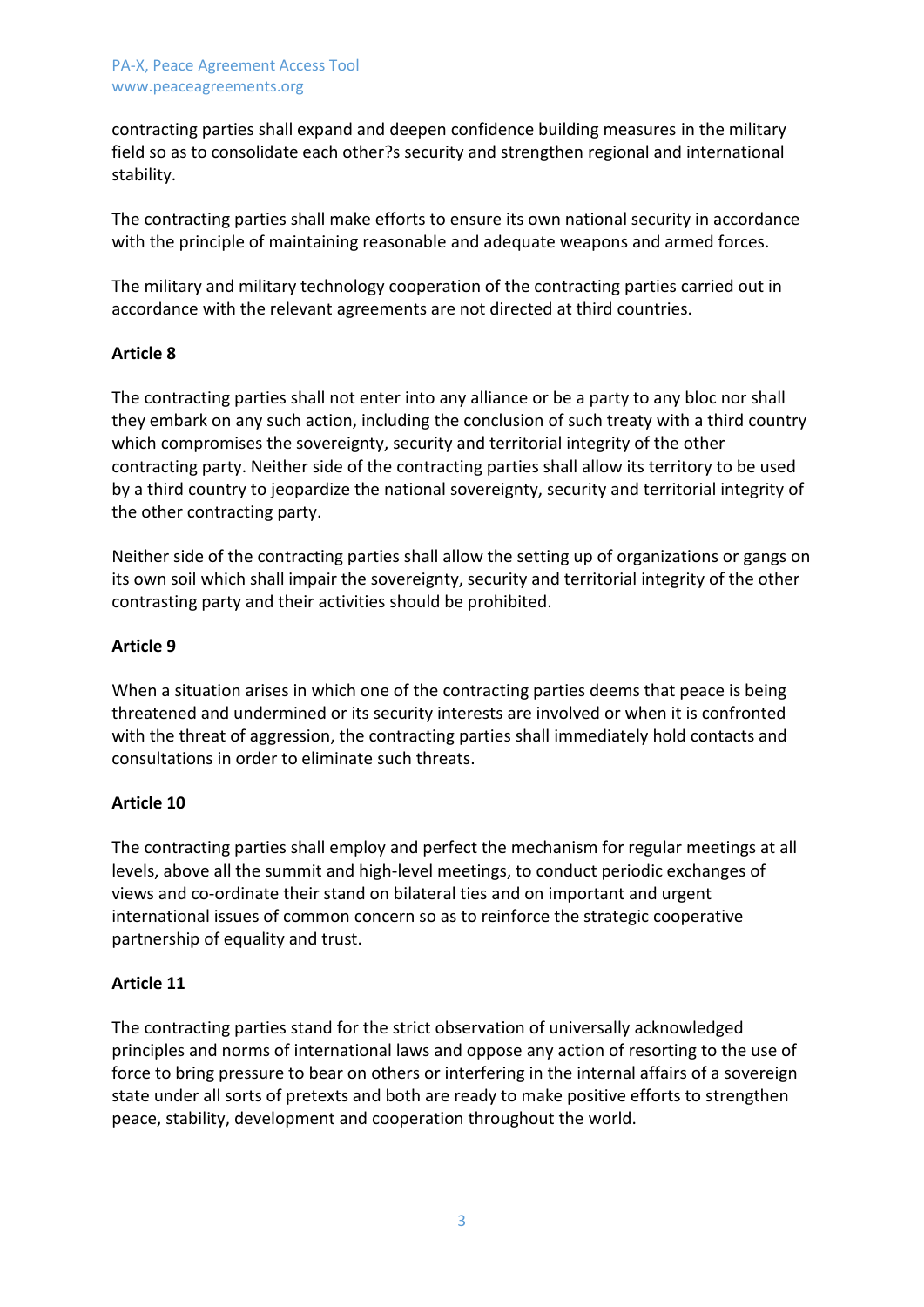contracting parties shall expand and deepen confidence building measures in the military field so as to consolidate each other?s security and strengthen regional and international stability.

The contracting parties shall make efforts to ensure its own national security in accordance with the principle of maintaining reasonable and adequate weapons and armed forces.

The military and military technology cooperation of the contracting parties carried out in accordance with the relevant agreements are not directed at third countries.

**Article 8**

The contracting parties shall not enter into any alliance or be a party to any bloc nor shall they embark on any such action, including the conclusion of such treaty with a third country which compromises the sovereignty, security and territorial integrity of the other contracting party. Neither side of the contracting parties shall allow its territory to be used by a third country to jeopardize the national sovereignty, security and territorial integrity of the other contracting party.

Neither side of the contracting parties shall allow the setting up of organizations or gangs on its own soil which shall impair the sovereignty, security and territorial integrity of the other contrasting party and their activities should be prohibited.

**Article 9**

When a situation arises in which one of the contracting parties deems that peace is being threatened and undermined or its security interests are involved or when it is confronted with the threat of aggression, the contracting parties shall immediately hold contacts and consultations in order to eliminate such threats.

**Article 10**

The contracting parties shall employ and perfect the mechanism for regular meetings at all levels, above all the summit and high-level meetings, to conduct periodic exchanges of views and co-ordinate their stand on bilateral ties and on important and urgent international issues of common concern so as to reinforce the strategic cooperative partnership of equality and trust.

**Article 11**

The contracting parties stand for the strict observation of universally acknowledged principles and norms of international laws and oppose any action of resorting to the use of force to bring pressure to bear on others or interfering in the internal affairs of a sovereign state under all sorts of pretexts and both are ready to make positive efforts to strengthen peace, stability, development and cooperation throughout the world.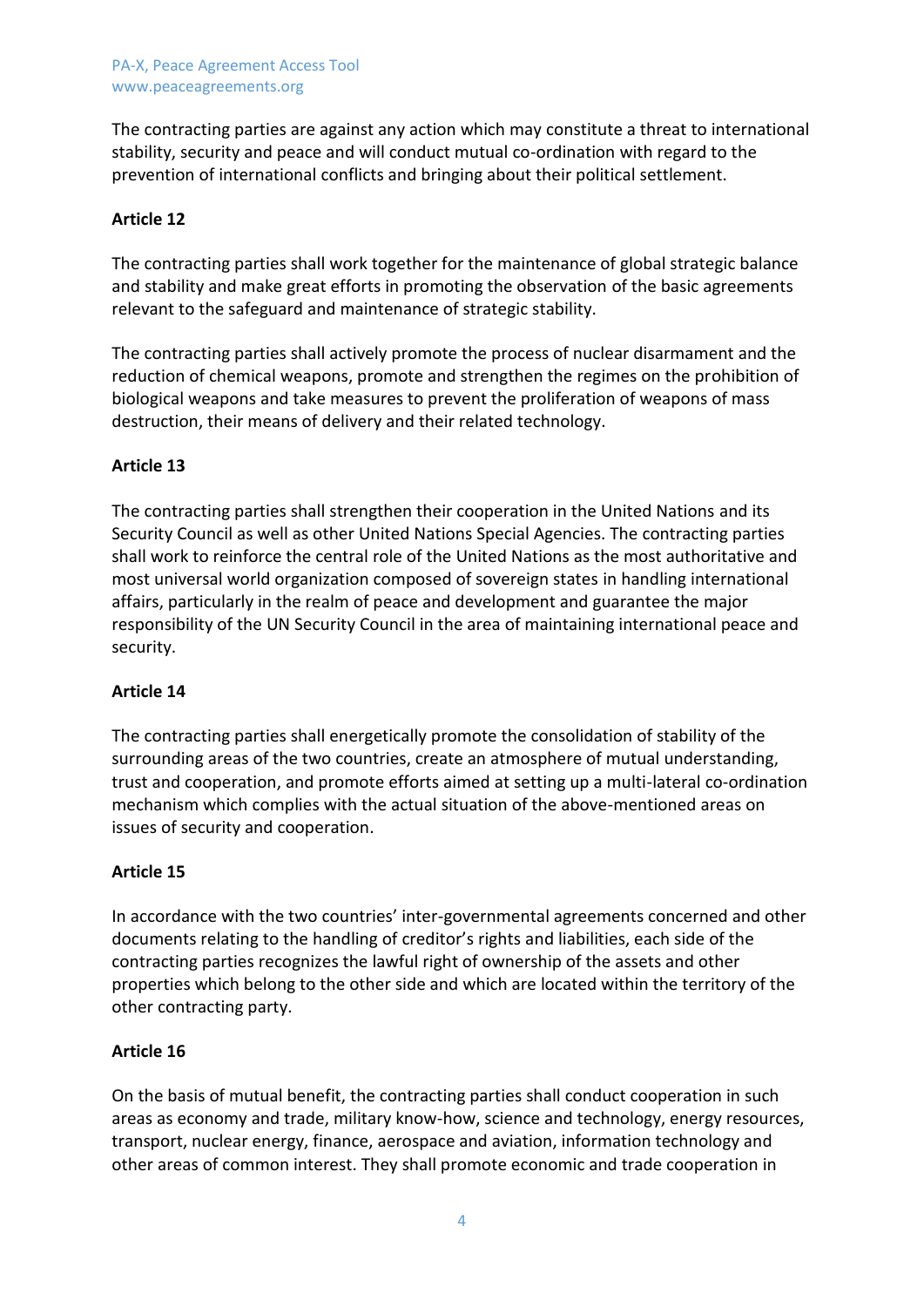The contracting parties are against any action which may constitute a threat to international stability, security and peace and will conduct mutual co-ordination with regard to the prevention of international conflicts and bringing about their political settlement.

**Article 12**

The contracting parties shall work together for the maintenance of global strategic balance and stability and make great efforts in promoting the observation of the basic agreements relevant to the safeguard and maintenance of strategic stability.

The contracting parties shall actively promote the process of nuclear disarmament and the reduction of chemical weapons, promote and strengthen the regimes on the prohibition of biological weapons and take measures to prevent the proliferation of weapons of mass destruction, their means of delivery and their related technology.

**Article 13**

The contracting parties shall strengthen their cooperation in the United Nations and its Security Council as well as other United Nations Special Agencies. The contracting parties shall work to reinforce the central role of the United Nations as the most authoritative and most universal world organization composed of sovereign states in handling international affairs, particularly in the realm of peace and development and guarantee the major responsibility of the UN Security Council in the area of maintaining international peace and security.

**Article 14**

The contracting parties shall energetically promote the consolidation of stability of the surrounding areas of the two countries, create an atmosphere of mutual understanding, trust and cooperation, and promote efforts aimed at setting up a multi-lateral co-ordination mechanism which complies with the actual situation of the above-mentioned areas on issues of security and cooperation.

**Article 15**

In accordance with the two countries' inter-governmental agreements concerned and other documents relating to the handling of creditor's rights and liabilities, each side of the contracting parties recognizes the lawful right of ownership of the assets and other properties which belong to the other side and which are located within the territory of the other contracting party.

**Article 16**

On the basis of mutual benefit, the contracting parties shall conduct cooperation in such areas as economy and trade, military know-how, science and technology, energy resources, transport, nuclear energy, finance, aerospace and aviation, information technology and other areas of common interest. They shall promote economic and trade cooperation in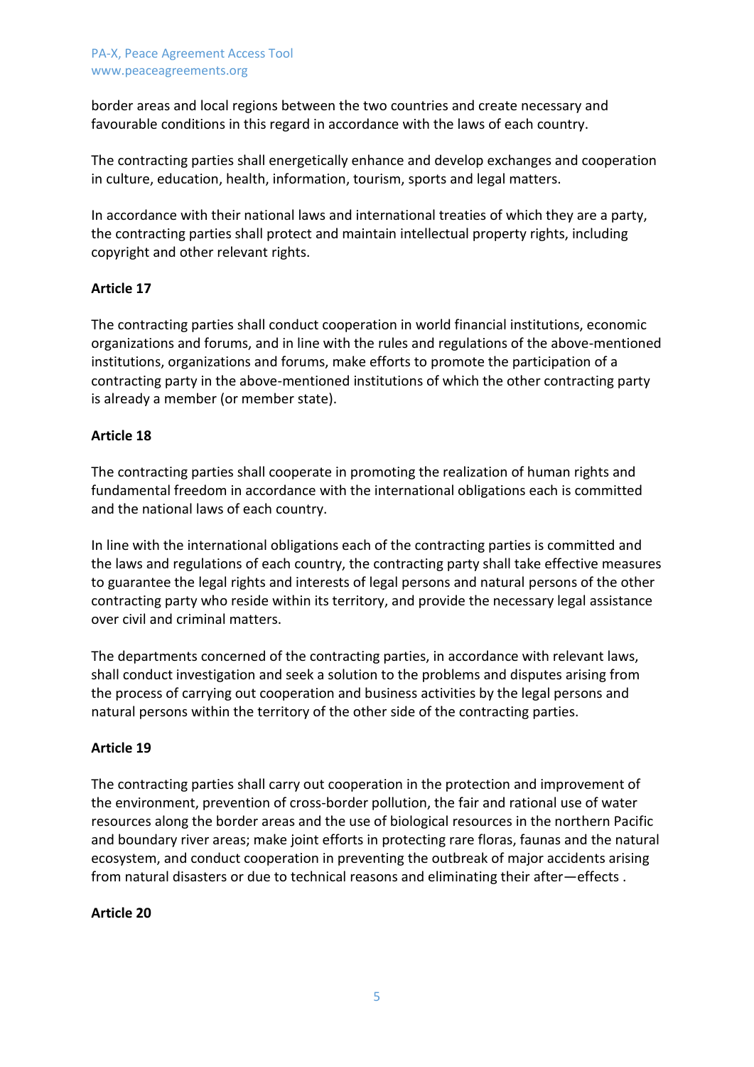border areas and local regions between the two countries and create necessary and favourable conditions in this regard in accordance with the laws of each country.

The contracting parties shall energetically enhance and develop exchanges and cooperation in culture, education, health, information, tourism, sports and legal matters.

In accordance with their national laws and international treaties of which they are a party, the contracting parties shall protect and maintain intellectual property rights, including copyright and other relevant rights.

**Article 17**

The contracting parties shall conduct cooperation in world financial institutions, economic organizations and forums, and in line with the rules and regulations of the above-mentioned institutions, organizations and forums, make efforts to promote the participation of a contracting party in the above-mentioned institutions of which the other contracting party is already a member (or member state).

**Article 18**

The contracting parties shall cooperate in promoting the realization of human rights and fundamental freedom in accordance with the international obligations each is committed and the national laws of each country.

In line with the international obligations each of the contracting parties is committed and the laws and regulations of each country, the contracting party shall take effective measures to guarantee the legal rights and interests of legal persons and natural persons of the other contracting party who reside within its territory, and provide the necessary legal assistance over civil and criminal matters.

The departments concerned of the contracting parties, in accordance with relevant laws, shall conduct investigation and seek a solution to the problems and disputes arising from the process of carrying out cooperation and business activities by the legal persons and natural persons within the territory of the other side of the contracting parties.

**Article 19**

The contracting parties shall carry out cooperation in the protection and improvement of the environment, prevention of cross-border pollution, the fair and rational use of water resources along the border areas and the use of biological resources in the northern Pacific and boundary river areas; make joint efforts in protecting rare floras, faunas and the natural ecosystem, and conduct cooperation in preventing the outbreak of major accidents arising from natural disasters or due to technical reasons and eliminating their after—effects .

**Article 20**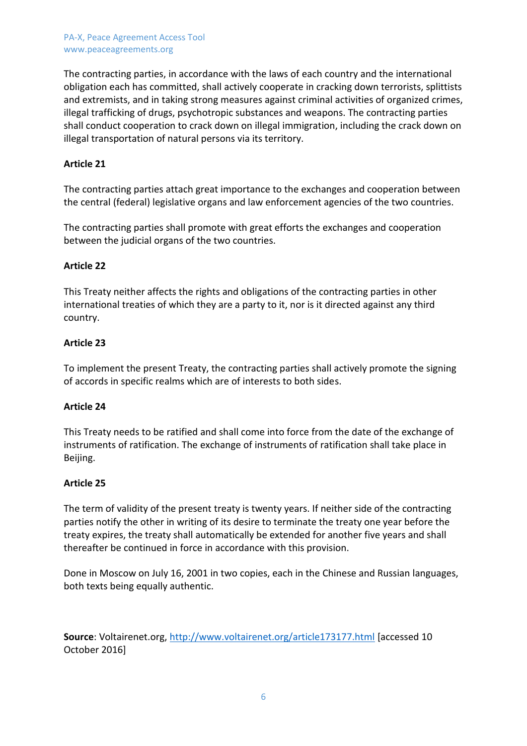The contracting parties, in accordance with the laws of each country and the international obligation each has committed, shall actively cooperate in cracking down terrorists, splittists and extremists, and in taking strong measures against criminal activities of organized crimes, illegal trafficking of drugs, psychotropic substances and weapons. The contracting parties shall conduct cooperation to crack down on illegal immigration, including the crack down on illegal transportation of natural persons via its territory.

**Article 21**

The contracting parties attach great importance to the exchanges and cooperation between the central (federal) legislative organs and law enforcement agencies of the two countries.

The contracting parties shall promote with great efforts the exchanges and cooperation between the judicial organs of the two countries.

**Article 22**

This Treaty neither affects the rights and obligations of the contracting parties in other international treaties of which they are a party to it, nor is it directed against any third country.

**Article 23**

To implement the present Treaty, the contracting parties shall actively promote the signing of accords in specific realms which are of interests to both sides.

**Article 24**

This Treaty needs to be ratified and shall come into force from the date of the exchange of instruments of ratification. The exchange of instruments of ratification shall take place in Beijing.

**Article 25**

The term of validity of the present treaty is twenty years. If neither side of the contracting parties notify the other in writing of its desire to terminate the treaty one year before the treaty expires, the treaty shall automatically be extended for another five years and shall thereafter be continued in force in accordance with this provision.

Done in Moscow on July 16, 2001 in two copies, each in the Chinese and Russian languages, both texts being equally authentic.

**Source**: Voltairenet.org, http://www.voltairenet.org/article173177.html [accessed 10 October 2016]